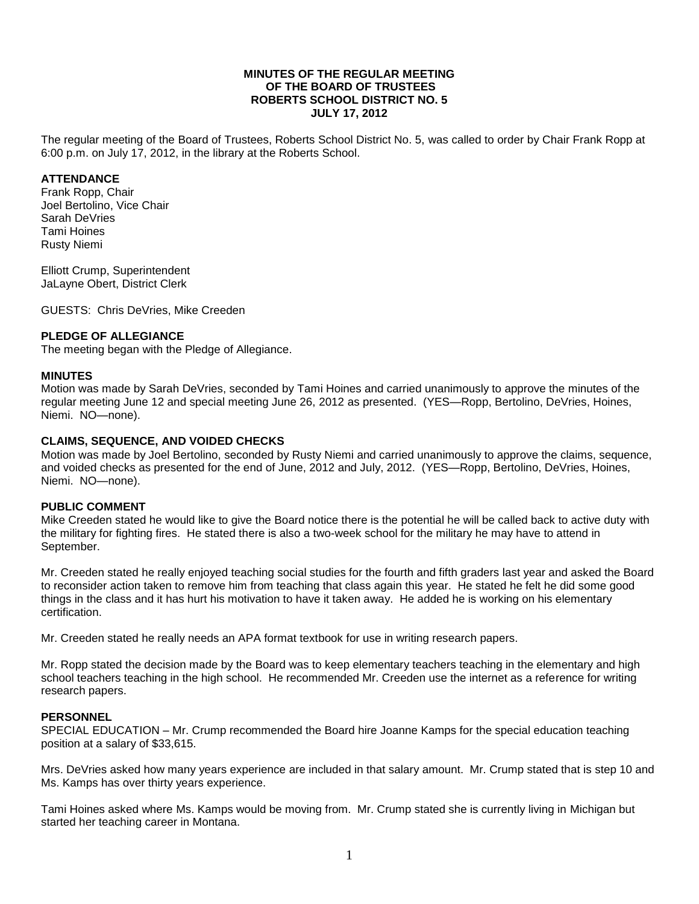**MINUTES OF THE REGULAR MEETING**
**OF THE BOARD OF TRUSTEES**
**ROBERTS SCHOOL DISTRICT NO. 5**
**JULY 17, 2012**

The regular meeting of the Board of Trustees, Roberts School District No. 5, was called to order by Chair Frank Ropp at 6:00 p.m. on July 17, 2012, in the library at the Roberts School.

**ATTENDANCE**

Frank Ropp, Chair
Joel Bertolino, Vice Chair
Sarah DeVries
Tami Hoines
Rusty Niemi

Elliott Crump, Superintendent
JaLayne Obert, District Clerk

GUESTS: Chris DeVries, Mike Creeden

**PLEDGE OF ALLEGIANCE**

The meeting began with the Pledge of Allegiance.

**MINUTES**

Motion was made by Sarah DeVries, seconded by Tami Hoines and carried unanimously to approve the minutes of the regular meeting June 12 and special meeting June 26, 2012 as presented. (YES—Ropp, Bertolino, DeVries, Hoines, Niemi. NO—none).

**CLAIMS, SEQUENCE, AND VOIDED CHECKS**

Motion was made by Joel Bertolino, seconded by Rusty Niemi and carried unanimously to approve the claims, sequence, and voided checks as presented for the end of June, 2012 and July, 2012. (YES—Ropp, Bertolino, DeVries, Hoines, Niemi. NO—none).

**PUBLIC COMMENT**

Mike Creeden stated he would like to give the Board notice there is the potential he will be called back to active duty with the military for fighting fires. He stated there is also a two-week school for the military he may have to attend in September.

Mr. Creeden stated he really enjoyed teaching social studies for the fourth and fifth graders last year and asked the Board to reconsider action taken to remove him from teaching that class again this year. He stated he felt he did some good things in the class and it has hurt his motivation to have it taken away. He added he is working on his elementary certification.

Mr. Creeden stated he really needs an APA format textbook for use in writing research papers.

Mr. Ropp stated the decision made by the Board was to keep elementary teachers teaching in the elementary and high school teachers teaching in the high school. He recommended Mr. Creeden use the internet as a reference for writing research papers.

**PERSONNEL**

SPECIAL EDUCATION – Mr. Crump recommended the Board hire Joanne Kamps for the special education teaching position at a salary of $33,615.

Mrs. DeVries asked how many years experience are included in that salary amount. Mr. Crump stated that is step 10 and Ms. Kamps has over thirty years experience.

Tami Hoines asked where Ms. Kamps would be moving from. Mr. Crump stated she is currently living in Michigan but started her teaching career in Montana.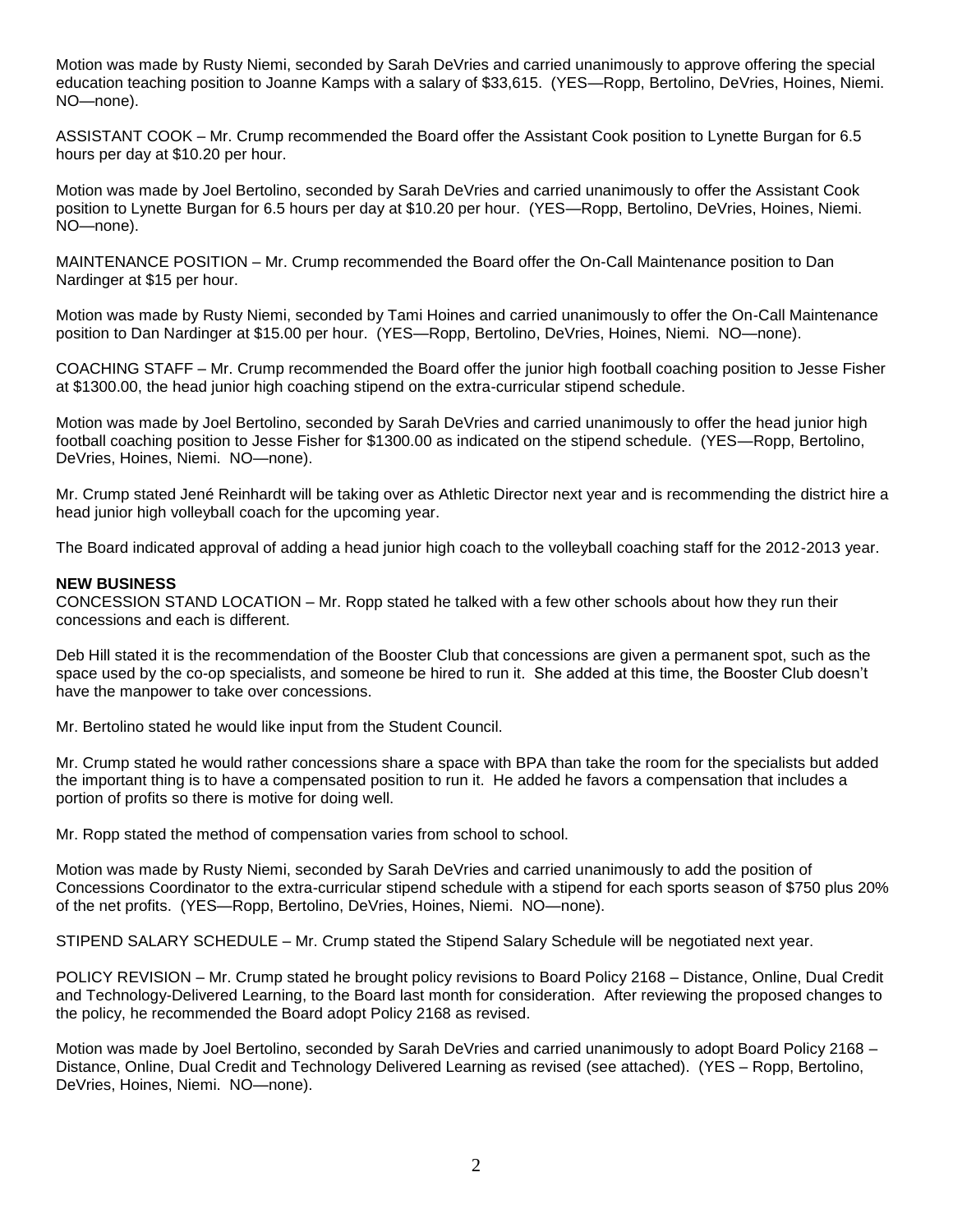Motion was made by Rusty Niemi, seconded by Sarah DeVries and carried unanimously to approve offering the special education teaching position to Joanne Kamps with a salary of $33,615. (YES—Ropp, Bertolino, DeVries, Hoines, Niemi. NO—none).

ASSISTANT COOK – Mr. Crump recommended the Board offer the Assistant Cook position to Lynette Burgan for 6.5 hours per day at $10.20 per hour.

Motion was made by Joel Bertolino, seconded by Sarah DeVries and carried unanimously to offer the Assistant Cook position to Lynette Burgan for 6.5 hours per day at $10.20 per hour. (YES—Ropp, Bertolino, DeVries, Hoines, Niemi. NO—none).

MAINTENANCE POSITION – Mr. Crump recommended the Board offer the On-Call Maintenance position to Dan Nardinger at $15 per hour.

Motion was made by Rusty Niemi, seconded by Tami Hoines and carried unanimously to offer the On-Call Maintenance position to Dan Nardinger at $15.00 per hour. (YES—Ropp, Bertolino, DeVries, Hoines, Niemi. NO—none).

COACHING STAFF – Mr. Crump recommended the Board offer the junior high football coaching position to Jesse Fisher at $1300.00, the head junior high coaching stipend on the extra-curricular stipend schedule.

Motion was made by Joel Bertolino, seconded by Sarah DeVries and carried unanimously to offer the head junior high football coaching position to Jesse Fisher for $1300.00 as indicated on the stipend schedule. (YES—Ropp, Bertolino, DeVries, Hoines, Niemi. NO—none).

Mr. Crump stated Jené Reinhardt will be taking over as Athletic Director next year and is recommending the district hire a head junior high volleyball coach for the upcoming year.

The Board indicated approval of adding a head junior high coach to the volleyball coaching staff for the 2012-2013 year.

**NEW BUSINESS**

CONCESSION STAND LOCATION – Mr. Ropp stated he talked with a few other schools about how they run their concessions and each is different.

Deb Hill stated it is the recommendation of the Booster Club that concessions are given a permanent spot, such as the space used by the co-op specialists, and someone be hired to run it. She added at this time, the Booster Club doesn't have the manpower to take over concessions.

Mr. Bertolino stated he would like input from the Student Council.

Mr. Crump stated he would rather concessions share a space with BPA than take the room for the specialists but added the important thing is to have a compensated position to run it. He added he favors a compensation that includes a portion of profits so there is motive for doing well.

Mr. Ropp stated the method of compensation varies from school to school.

Motion was made by Rusty Niemi, seconded by Sarah DeVries and carried unanimously to add the position of Concessions Coordinator to the extra-curricular stipend schedule with a stipend for each sports season of $750 plus 20% of the net profits. (YES—Ropp, Bertolino, DeVries, Hoines, Niemi. NO—none).

STIPEND SALARY SCHEDULE – Mr. Crump stated the Stipend Salary Schedule will be negotiated next year.

POLICY REVISION – Mr. Crump stated he brought policy revisions to Board Policy 2168 – Distance, Online, Dual Credit and Technology-Delivered Learning, to the Board last month for consideration. After reviewing the proposed changes to the policy, he recommended the Board adopt Policy 2168 as revised.

Motion was made by Joel Bertolino, seconded by Sarah DeVries and carried unanimously to adopt Board Policy 2168 – Distance, Online, Dual Credit and Technology Delivered Learning as revised (see attached). (YES – Ropp, Bertolino, DeVries, Hoines, Niemi. NO—none).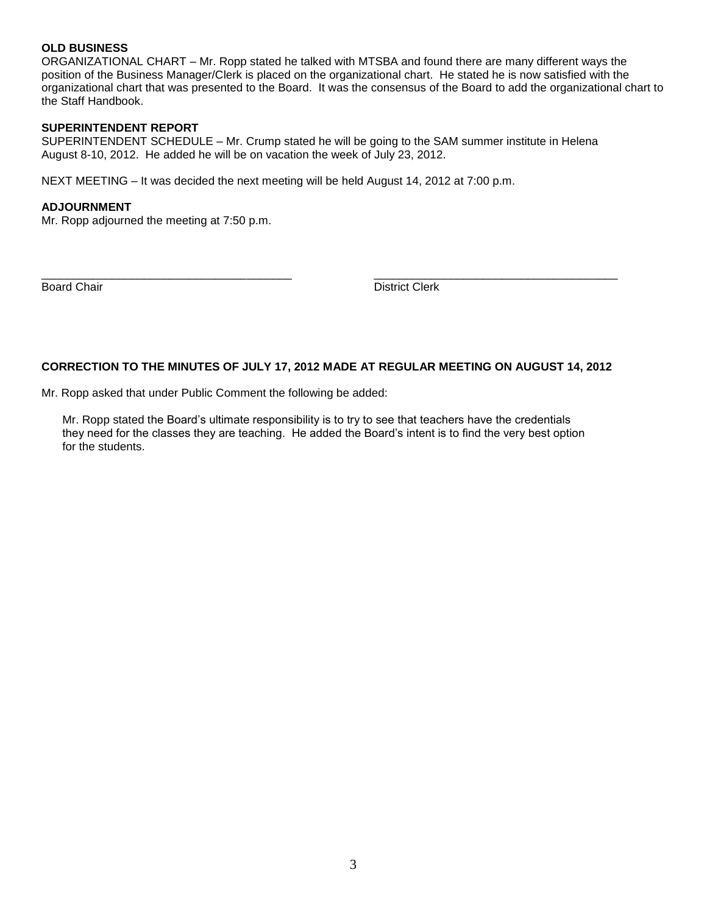**OLD BUSINESS**

ORGANIZATIONAL CHART – Mr. Ropp stated he talked with MTSBA and found there are many different ways the position of the Business Manager/Clerk is placed on the organizational chart. He stated he is now satisfied with the organizational chart that was presented to the Board. It was the consensus of the Board to add the organizational chart to the Staff Handbook.

**SUPERINTENDENT REPORT**

SUPERINTENDENT SCHEDULE – Mr. Crump stated he will be going to the SAM summer institute in Helena August 8-10, 2012. He added he will be on vacation the week of July 23, 2012.

NEXT MEETING – It was decided the next meeting will be held August 14, 2012 at 7:00 p.m.

**ADJOURNMENT**

Mr. Ropp adjourned the meeting at 7:50 p.m.

________________________________________ ________________________________________

Board Chair District Clerk

**CORRECTION TO THE MINUTES OF JULY 17, 2012 MADE AT REGULAR MEETING ON AUGUST 14, 2012**

Mr. Ropp asked that under Public Comment the following be added:

> Mr. Ropp stated the Board's ultimate responsibility is to try to see that teachers have the credentials they need for the classes they are teaching. He added the Board's intent is to find the very best option for the students.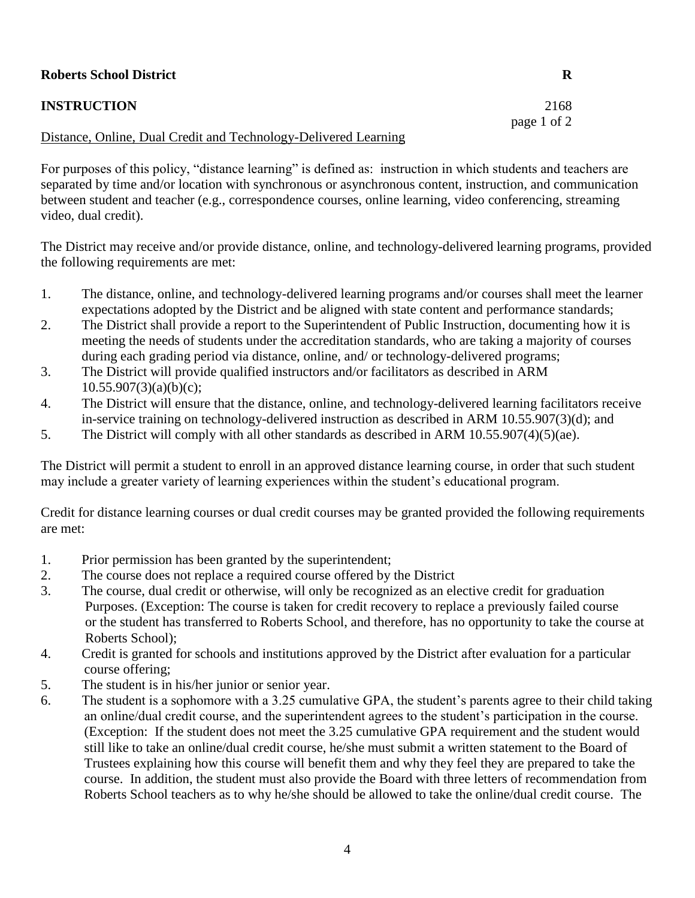**Roberts School District** **R**

**INSTRUCTION** 2168

Distance, Online, Dual Credit and Technology-Delivered Learning

For purposes of this policy, "distance learning" is defined as: instruction in which students and teachers are separated by time and/or location with synchronous or asynchronous content, instruction, and communication between student and teacher (e.g., correspondence courses, online learning, video conferencing, streaming video, dual credit).

The District may receive and/or provide distance, online, and technology-delivered learning programs, provided the following requirements are met:

1. The distance, online, and technology-delivered learning programs and/or courses shall meet the learner expectations adopted by the District and be aligned with state content and performance standards;
2. The District shall provide a report to the Superintendent of Public Instruction, documenting how it is meeting the needs of students under the accreditation standards, who are taking a majority of courses during each grading period via distance, online, and/ or technology-delivered programs;
3. The District will provide qualified instructors and/or facilitators as described in ARM 10.55.907(3)(a)(b)(c);
4. The District will ensure that the distance, online, and technology-delivered learning facilitators receive in-service training on technology-delivered instruction as described in ARM 10.55.907(3)(d); and
5. The District will comply with all other standards as described in ARM 10.55.907(4)(5)(ae).

The District will permit a student to enroll in an approved distance learning course, in order that such student may include a greater variety of learning experiences within the student's educational program.

Credit for distance learning courses or dual credit courses may be granted provided the following requirements are met:

1. Prior permission has been granted by the superintendent;
2. The course does not replace a required course offered by the District
3. The course, dual credit or otherwise, will only be recognized as an elective credit for graduation Purposes. (Exception: The course is taken for credit recovery to replace a previously failed course or the student has transferred to Roberts School, and therefore, has no opportunity to take the course at Roberts School);
4. Credit is granted for schools and institutions approved by the District after evaluation for a particular course offering;
5. The student is in his/her junior or senior year.
6. The student is a sophomore with a 3.25 cumulative GPA, the student's parents agree to their child taking an online/dual credit course, and the superintendent agrees to the student's participation in the course. (Exception: If the student does not meet the 3.25 cumulative GPA requirement and the student would still like to take an online/dual credit course, he/she must submit a written statement to the Board of Trustees explaining how this course will benefit them and why they feel they are prepared to take the course. In addition, the student must also provide the Board with three letters of recommendation from Roberts School teachers as to why he/she should be allowed to take the online/dual credit course. The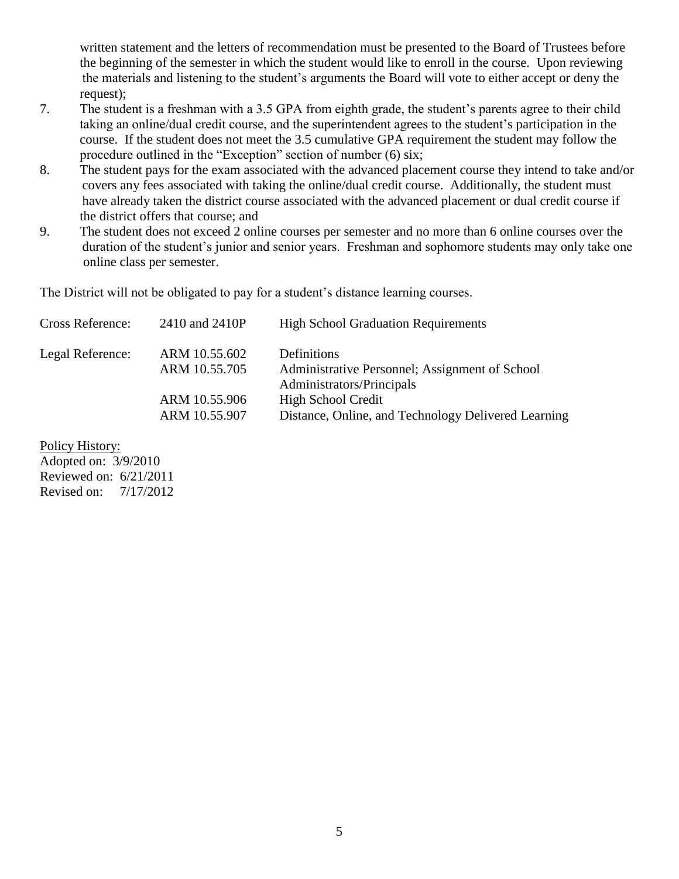written statement and the letters of recommendation must be presented to the Board of Trustees before the beginning of the semester in which the student would like to enroll in the course. Upon reviewing the materials and listening to the student's arguments the Board will vote to either accept or deny the request);

7. The student is a freshman with a 3.5 GPA from eighth grade, the student's parents agree to their child taking an online/dual credit course, and the superintendent agrees to the student's participation in the course. If the student does not meet the 3.5 cumulative GPA requirement the student may follow the procedure outlined in the "Exception" section of number (6) six;
8. The student pays for the exam associated with the advanced placement course they intend to take and/or covers any fees associated with taking the online/dual credit course. Additionally, the student must have already taken the district course associated with the advanced placement or dual credit course if the district offers that course; and
9. The student does not exceed 2 online courses per semester and no more than 6 online courses over the duration of the student's junior and senior years. Freshman and sophomore students may only take one online class per semester.

The District will not be obligated to pay for a student's distance learning courses.

| | | |
|---|---|---|
| Cross Reference: | 2410 and 2410P | High School Graduation Requirements |
| Legal Reference: | ARM 10.55.602 | Definitions |
| | ARM 10.55.705 | Administrative Personnel; Assignment of School Administrators/Principals |
| | ARM 10.55.906 | High School Credit |
| | ARM 10.55.907 | Distance, Online, and Technology Delivered Learning |

Policy History:
Adopted on: 3/9/2010
Reviewed on: 6/21/2011
Revised on: 7/17/2012